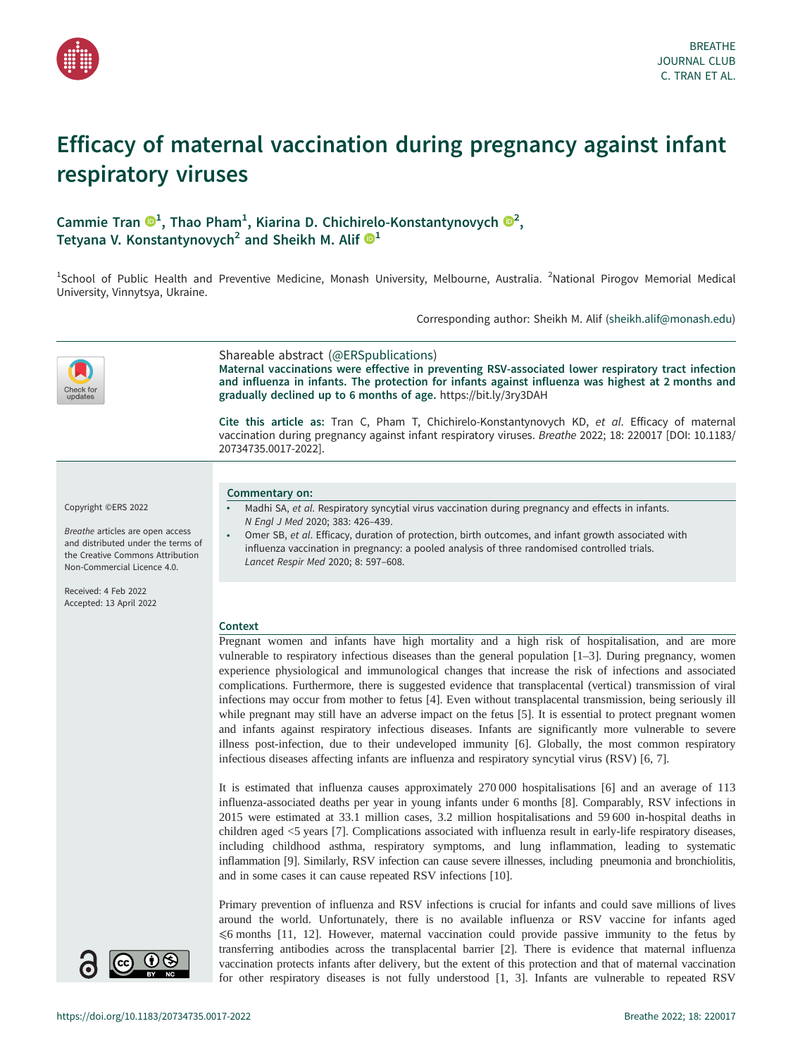# Efficacy of maternal vaccination during pregnancy against infant respiratory viruses

**Cammie Tran[1], Thao Pham[1], Kiarina D. Chichirelo-Konstantynovych[2], Tetyana V. Konstantynovych[2] and Sheikh M. Alif[1]**

[1]School of Public Health and Preventive Medicine, Monash University, Melbourne, Australia. [2]National Pirogov Memorial Medical University, Vinnytsya, Ukraine.

Corresponding author: Sheikh M. Alif (sheikh.alif@monash.edu)

Shareable abstract (@ERSpublications)
**Maternal vaccinations were effective in preventing RSV-associated lower respiratory tract infection and influenza in infants. The protection for infants against influenza was highest at 2 months and gradually declined up to 6 months of age.** https://bit.ly/3ry3DAH

**Cite this article as:** Tran C, Pham T, Chichirelo-Konstantynovych KD, *et al*. Efficacy of maternal vaccination during pregnancy against infant respiratory viruses. *Breathe* 2022; 18: 220017 [DOI: 10.1183/20734735.0017-2022].

Copyright ©ERS 2022

*Breathe* articles are open access and distributed under the terms of the Creative Commons Attribution Non-Commercial Licence 4.0.

Received: 4 Feb 2022
Accepted: 13 April 2022

**Commentary on:**

- Madhi SA, *et al*. Respiratory syncytial virus vaccination during pregnancy and effects in infants. *N Engl J Med* 2020; 383: 426–439.
- Omer SB, *et al*. Efficacy, duration of protection, birth outcomes, and infant growth associated with influenza vaccination in pregnancy: a pooled analysis of three randomised controlled trials. *Lancet Respir Med* 2020; 8: 597–608.

## Context

Pregnant women and infants have high mortality and a high risk of hospitalisation, and are more vulnerable to respiratory infectious diseases than the general population [1–3]. During pregnancy, women experience physiological and immunological changes that increase the risk of infections and associated complications. Furthermore, there is suggested evidence that transplacental (vertical) transmission of viral infections may occur from mother to fetus [4]. Even without transplacental transmission, being seriously ill while pregnant may still have an adverse impact on the fetus [5]. It is essential to protect pregnant women and infants against respiratory infectious diseases. Infants are significantly more vulnerable to severe illness post-infection, due to their undeveloped immunity [6]. Globally, the most common respiratory infectious diseases affecting infants are influenza and respiratory syncytial virus (RSV) [6, 7].

It is estimated that influenza causes approximately 270 000 hospitalisations [6] and an average of 113 influenza-associated deaths per year in young infants under 6 months [8]. Comparably, RSV infections in 2015 were estimated at 33.1 million cases, 3.2 million hospitalisations and 59 600 in-hospital deaths in children aged <5 years [7]. Complications associated with influenza result in early-life respiratory diseases, including childhood asthma, respiratory symptoms, and lung inflammation, leading to systematic inflammation [9]. Similarly, RSV infection can cause severe illnesses, including pneumonia and bronchiolitis, and in some cases it can cause repeated RSV infections [10].

Primary prevention of influenza and RSV infections is crucial for infants and could save millions of lives around the world. Unfortunately, there is no available influenza or RSV vaccine for infants aged ⩽6 months [11, 12]. However, maternal vaccination could provide passive immunity to the fetus by transferring antibodies across the transplacental barrier [2]. There is evidence that maternal influenza vaccination protects infants after delivery, but the extent of this protection and that of maternal vaccination for other respiratory diseases is not fully understood [1, 3]. Infants are vulnerable to repeated RSV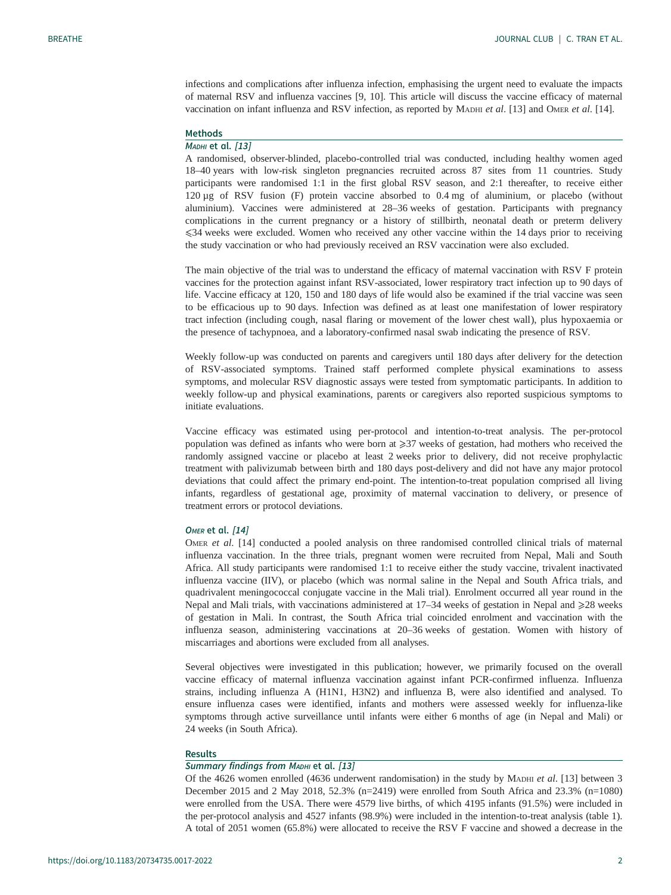infections and complications after influenza infection, emphasising the urgent need to evaluate the impacts of maternal RSV and influenza vaccines [9, 10]. This article will discuss the vaccine efficacy of maternal vaccination on infant influenza and RSV infection, as reported by Madhi *et al*. [13] and Omer *et al*. [14].

## Methods

### *Madhi* et al. [13]

A randomised, observer-blinded, placebo-controlled trial was conducted, including healthy women aged 18–40 years with low-risk singleton pregnancies recruited across 87 sites from 11 countries. Study participants were randomised 1:1 in the first global RSV season, and 2:1 thereafter, to receive either 120 µg of RSV fusion (F) protein vaccine absorbed to 0.4 mg of aluminium, or placebo (without aluminium). Vaccines were administered at 28–36 weeks of gestation. Participants with pregnancy complications in the current pregnancy or a history of stillbirth, neonatal death or preterm delivery ⩽34 weeks were excluded. Women who received any other vaccine within the 14 days prior to receiving the study vaccination or who had previously received an RSV vaccination were also excluded.

The main objective of the trial was to understand the efficacy of maternal vaccination with RSV F protein vaccines for the protection against infant RSV-associated, lower respiratory tract infection up to 90 days of life. Vaccine efficacy at 120, 150 and 180 days of life would also be examined if the trial vaccine was seen to be efficacious up to 90 days. Infection was defined as at least one manifestation of lower respiratory tract infection (including cough, nasal flaring or movement of the lower chest wall), plus hypoxaemia or the presence of tachypnoea, and a laboratory-confirmed nasal swab indicating the presence of RSV.

Weekly follow-up was conducted on parents and caregivers until 180 days after delivery for the detection of RSV-associated symptoms. Trained staff performed complete physical examinations to assess symptoms, and molecular RSV diagnostic assays were tested from symptomatic participants. In addition to weekly follow-up and physical examinations, parents or caregivers also reported suspicious symptoms to initiate evaluations.

Vaccine efficacy was estimated using per-protocol and intention-to-treat analysis. The per-protocol population was defined as infants who were born at ⩾37 weeks of gestation, had mothers who received the randomly assigned vaccine or placebo at least 2 weeks prior to delivery, did not receive prophylactic treatment with palivizumab between birth and 180 days post-delivery and did not have any major protocol deviations that could affect the primary end-point. The intention-to-treat population comprised all living infants, regardless of gestational age, proximity of maternal vaccination to delivery, or presence of treatment errors or protocol deviations.

### *Omer* et al. [14]

Omer *et al*. [14] conducted a pooled analysis on three randomised controlled clinical trials of maternal influenza vaccination. In the three trials, pregnant women were recruited from Nepal, Mali and South Africa. All study participants were randomised 1:1 to receive either the study vaccine, trivalent inactivated influenza vaccine (IIV), or placebo (which was normal saline in the Nepal and South Africa trials, and quadrivalent meningococcal conjugate vaccine in the Mali trial). Enrolment occurred all year round in the Nepal and Mali trials, with vaccinations administered at 17–34 weeks of gestation in Nepal and ⩾28 weeks of gestation in Mali. In contrast, the South Africa trial coincided enrolment and vaccination with the influenza season, administering vaccinations at 20–36 weeks of gestation. Women with history of miscarriages and abortions were excluded from all analyses.

Several objectives were investigated in this publication; however, we primarily focused on the overall vaccine efficacy of maternal influenza vaccination against infant PCR-confirmed influenza. Influenza strains, including influenza A (H1N1, H3N2) and influenza B, were also identified and analysed. To ensure influenza cases were identified, infants and mothers were assessed weekly for influenza-like symptoms through active surveillance until infants were either 6 months of age (in Nepal and Mali) or 24 weeks (in South Africa).

## Results

### *Summary findings from Madhi* et al. [13]

Of the 4626 women enrolled (4636 underwent randomisation) in the study by Madhi *et al*. [13] between 3 December 2015 and 2 May 2018, 52.3% (n=2419) were enrolled from South Africa and 23.3% (n=1080) were enrolled from the USA. There were 4579 live births, of which 4195 infants (91.5%) were included in the per-protocol analysis and 4527 infants (98.9%) were included in the intention-to-treat analysis (table 1). A total of 2051 women (65.8%) were allocated to receive the RSV F vaccine and showed a decrease in the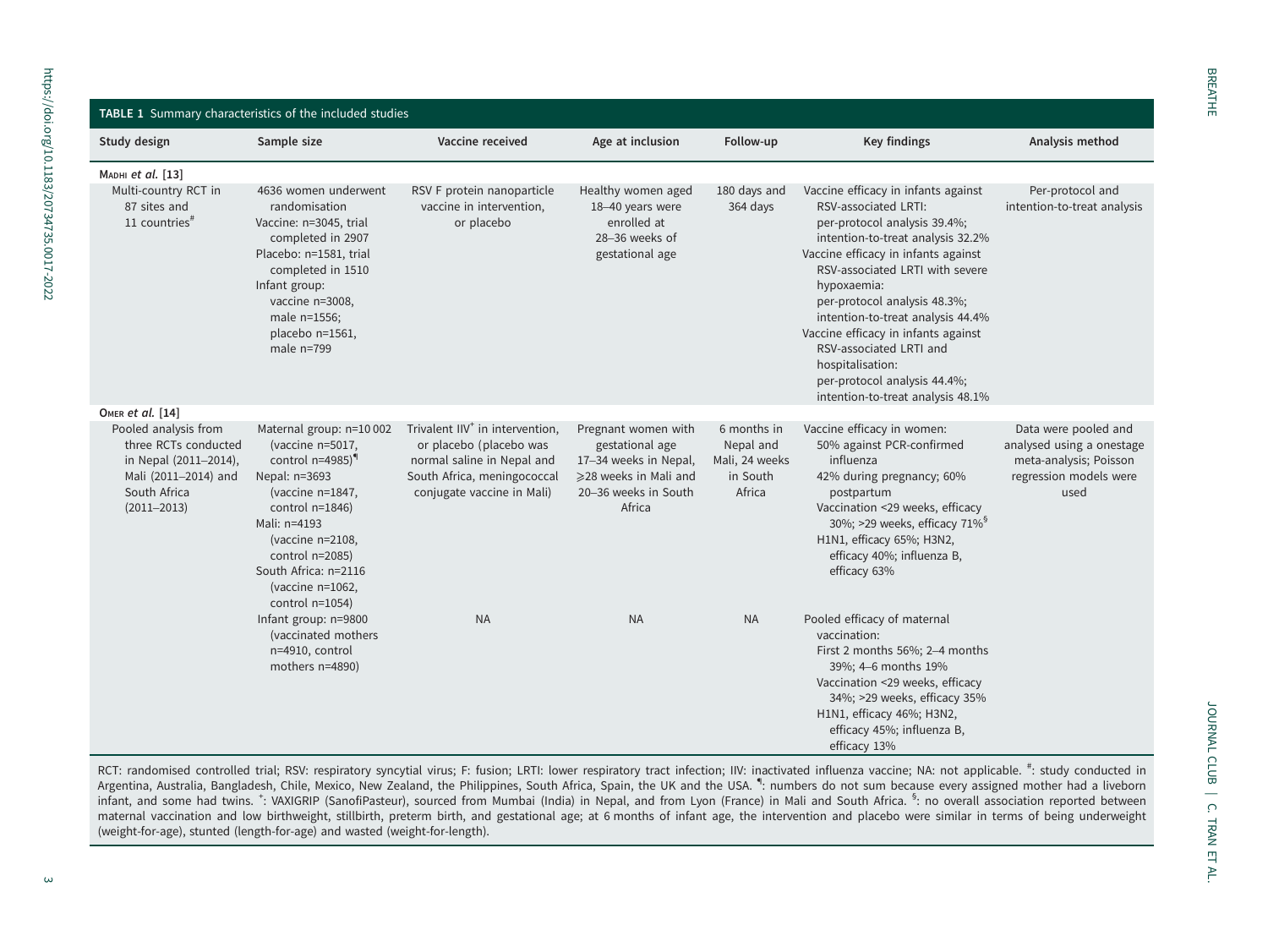**TABLE 1** Summary characteristics of the included studies

| Study design | Sample size | Vaccine received | Age at inclusion | Follow-up | Key findings | Analysis method |
|---|---|---|---|---|---|---|
| **Madhi *et al.* [13]** | | | | | | |
| Multi-country RCT in 87 sites and 11 countries[#] | 4636 women underwent randomisation<br>Vaccine: n=3045, trial completed in 2907<br>Placebo: n=1581, trial completed in 1510<br>Infant group:<br>vaccine n=3008, male n=1556;<br>placebo n=1561, male n=799 | RSV F protein nanoparticle vaccine in intervention, or placebo | Healthy women aged 18–40 years were enrolled at 28–36 weeks of gestational age | 180 days and 364 days | Vaccine efficacy in infants against RSV-associated LRTI:<br>per-protocol analysis 39.4%; intention-to-treat analysis 32.2%<br>Vaccine efficacy in infants against RSV-associated LRTI with severe hypoxaemia:<br>per-protocol analysis 48.3%; intention-to-treat analysis 44.4%<br>Vaccine efficacy in infants against RSV-associated LRTI and hospitalisation:<br>per-protocol analysis 44.4%; intention-to-treat analysis 48.1% | Per-protocol and intention-to-treat analysis |
| **Omer *et al.* [14]** | | | | | | |
| Pooled analysis from three RCTs conducted in Nepal (2011–2014), Mali (2011–2014) and South Africa (2011–2013) | Maternal group: n=10 002 (vaccine n=5017, control n=4985)[¶]<br>Nepal: n=3693 (vaccine n=1847, control n=1846)<br>Mali: n=4193 (vaccine n=2108, control n=2085)<br>South Africa: n=2116 (vaccine n=1062, control n=1054) | Trivalent IIV[+] in intervention, or placebo (placebo was normal saline in Nepal and South Africa, meningococcal conjugate vaccine in Mali) | Pregnant women with gestational age 17–34 weeks in Nepal, ⩾28 weeks in Mali and 20–36 weeks in South Africa | 6 months in Nepal and Mali, 24 weeks in South Africa | Vaccine efficacy in women:<br>50% against PCR-confirmed influenza<br>42% during pregnancy; 60% postpartum<br>Vaccination <29 weeks, efficacy 30%; >29 weeks, efficacy 71%[§]<br>H1N1, efficacy 65%; H3N2, efficacy 40%; influenza B, efficacy 63% | Data were pooled and analysed using a onestage meta-analysis; Poisson regression models were used |
| | Infant group: n=9800 (vaccinated mothers n=4910, control mothers n=4890) | NA | NA | NA | Pooled efficacy of maternal vaccination:<br>First 2 months 56%; 2–4 months 39%; 4–6 months 19%<br>Vaccination <29 weeks, efficacy 34%; >29 weeks, efficacy 35%<br>H1N1, efficacy 46%; H3N2, efficacy 45%; influenza B, efficacy 13% | |

RCT: randomised controlled trial; RSV: respiratory syncytial virus; F: fusion; LRTI: lower respiratory tract infection; IIV: inactivated influenza vaccine; NA: not applicable. [#]: study conducted in Argentina, Australia, Bangladesh, Chile, Mexico, New Zealand, the Philippines, South Africa, Spain, the UK and the USA. [¶]: numbers do not sum because every assigned mother had a liveborn infant, and some had twins. [+]: VAXIGRIP (SanofiPasteur), sourced from Mumbai (India) in Nepal, and from Lyon (France) in Mali and South Africa. [§]: no overall association reported between maternal vaccination and low birthweight, stillbirth, preterm birth, and gestational age; at 6 months of infant age, the intervention and placebo were similar in terms of being underweight (weight-for-age), stunted (length-for-age) and wasted (weight-for-length).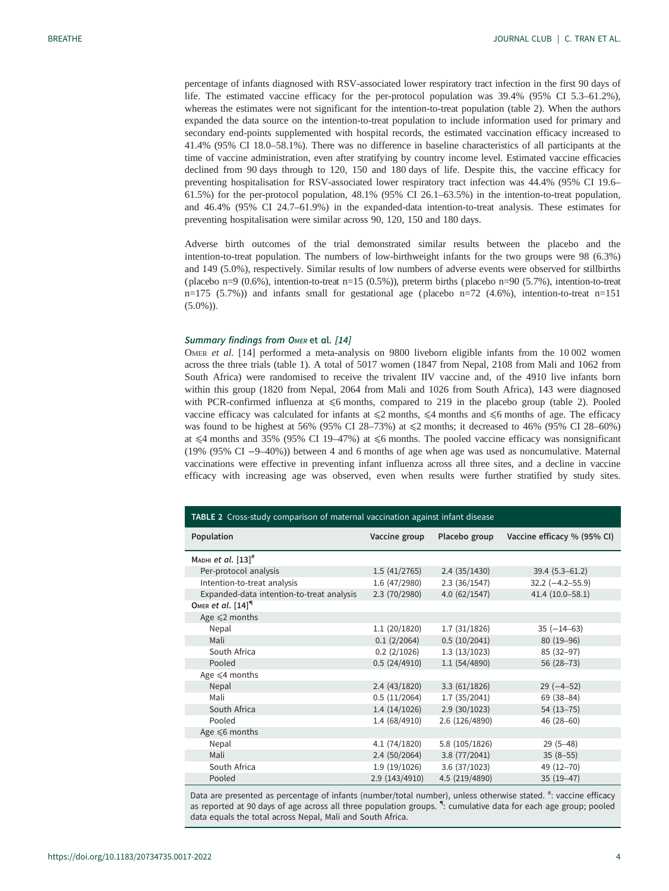percentage of infants diagnosed with RSV-associated lower respiratory tract infection in the first 90 days of life. The estimated vaccine efficacy for the per-protocol population was 39.4% (95% CI 5.3–61.2%), whereas the estimates were not significant for the intention-to-treat population (table 2). When the authors expanded the data source on the intention-to-treat population to include information used for primary and secondary end-points supplemented with hospital records, the estimated vaccination efficacy increased to 41.4% (95% CI 18.0–58.1%). There was no difference in baseline characteristics of all participants at the time of vaccine administration, even after stratifying by country income level. Estimated vaccine efficacies declined from 90 days through to 120, 150 and 180 days of life. Despite this, the vaccine efficacy for preventing hospitalisation for RSV-associated lower respiratory tract infection was 44.4% (95% CI 19.6–61.5%) for the per-protocol population, 48.1% (95% CI 26.1–63.5%) in the intention-to-treat population, and 46.4% (95% CI 24.7–61.9%) in the expanded-data intention-to-treat analysis. These estimates for preventing hospitalisation were similar across 90, 120, 150 and 180 days.

Adverse birth outcomes of the trial demonstrated similar results between the placebo and the intention-to-treat population. The numbers of low-birthweight infants for the two groups were 98 (6.3%) and 149 (5.0%), respectively. Similar results of low numbers of adverse events were observed for stillbirths (placebo n=9 (0.6%), intention-to-treat n=15 (0.5%)), preterm births (placebo n=90 (5.7%), intention-to-treat n=175 (5.7%)) and infants small for gestational age (placebo n=72 (4.6%), intention-to-treat n=151 (5.0%)).

### *Summary findings from Omer et al. [14]*

Omer *et al.* [14] performed a meta-analysis on 9800 liveborn eligible infants from the 10 002 women across the three trials (table 1). A total of 5017 women (1847 from Nepal, 2108 from Mali and 1062 from South Africa) were randomised to receive the trivalent IIV vaccine and, of the 4910 live infants born within this group (1820 from Nepal, 2064 from Mali and 1026 from South Africa), 143 were diagnosed with PCR-confirmed influenza at ⩽6 months, compared to 219 in the placebo group (table 2). Pooled vaccine efficacy was calculated for infants at ⩽2 months, ⩽4 months and ⩽6 months of age. The efficacy was found to be highest at 56% (95% CI 28–73%) at ⩽2 months; it decreased to 46% (95% CI 28–60%) at ⩽4 months and 35% (95% CI 19–47%) at ⩽6 months. The pooled vaccine efficacy was nonsignificant (19% (95% CI −9–40%)) between 4 and 6 months of age when age was used as noncumulative. Maternal vaccinations were effective in preventing infant influenza across all three sites, and a decline in vaccine efficacy with increasing age was observed, even when results were further stratified by study sites.

**TABLE 2** Cross-study comparison of maternal vaccination against infant disease

| Population | Vaccine group | Placebo group | Vaccine efficacy % (95% CI) |
|---|---|---|---|
| Madhi *et al.* [13][#] | | | |
| Per-protocol analysis | 1.5 (41/2765) | 2.4 (35/1430) | 39.4 (5.3–61.2) |
| Intention-to-treat analysis | 1.6 (47/2980) | 2.3 (36/1547) | 32.2 (−4.2–55.9) |
| Expanded-data intention-to-treat analysis | 2.3 (70/2980) | 4.0 (62/1547) | 41.4 (10.0–58.1) |
| Omer *et al.* [14][¶] | | | |
| Age ⩽2 months | | | |
| Nepal | 1.1 (20/1820) | 1.7 (31/1826) | 35 (−14–63) |
| Mali | 0.1 (2/2064) | 0.5 (10/2041) | 80 (19–96) |
| South Africa | 0.2 (2/1026) | 1.3 (13/1023) | 85 (32–97) |
| Pooled | 0.5 (24/4910) | 1.1 (54/4890) | 56 (28–73) |
| Age ⩽4 months | | | |
| Nepal | 2.4 (43/1820) | 3.3 (61/1826) | 29 (−4–52) |
| Mali | 0.5 (11/2064) | 1.7 (35/2041) | 69 (38–84) |
| South Africa | 1.4 (14/1026) | 2.9 (30/1023) | 54 (13–75) |
| Pooled | 1.4 (68/4910) | 2.6 (126/4890) | 46 (28–60) |
| Age ⩽6 months | | | |
| Nepal | 4.1 (74/1820) | 5.8 (105/1826) | 29 (5–48) |
| Mali | 2.4 (50/2064) | 3.8 (77/2041) | 35 (8–55) |
| South Africa | 1.9 (19/1026) | 3.6 (37/1023) | 49 (12–70) |
| Pooled | 2.9 (143/4910) | 4.5 (219/4890) | 35 (19–47) |

Data are presented as percentage of infants (number/total number), unless otherwise stated. #: vaccine efficacy as reported at 90 days of age across all three population groups. ¶: cumulative data for each age group; pooled data equals the total across Nepal, Mali and South Africa.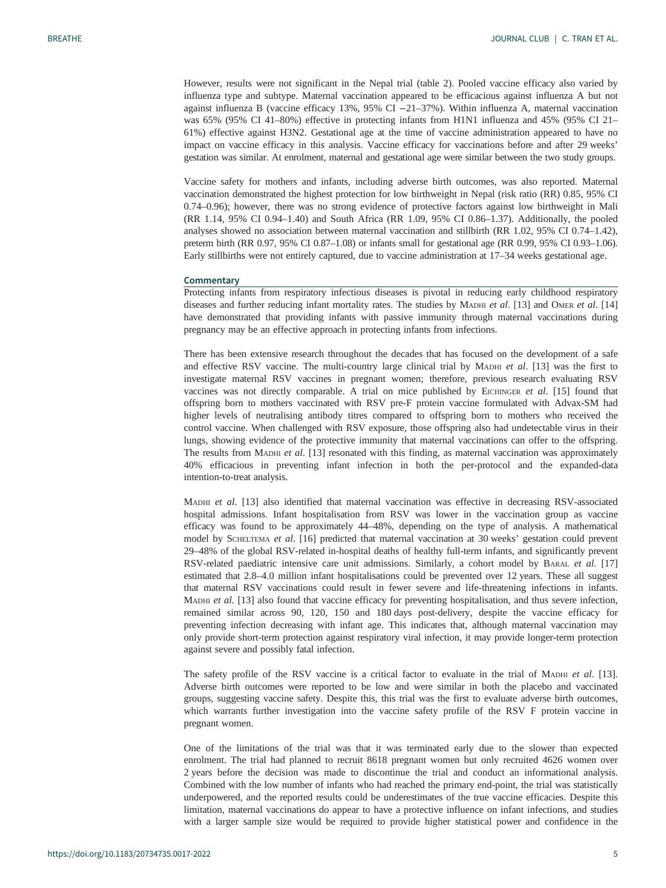However, results were not significant in the Nepal trial (table 2). Pooled vaccine efficacy also varied by influenza type and subtype. Maternal vaccination appeared to be efficacious against influenza A but not against influenza B (vaccine efficacy 13%, 95% CI −21–37%). Within influenza A, maternal vaccination was 65% (95% CI 41–80%) effective in protecting infants from H1N1 influenza and 45% (95% CI 21–61%) effective against H3N2. Gestational age at the time of vaccine administration appeared to have no impact on vaccine efficacy in this analysis. Vaccine efficacy for vaccinations before and after 29 weeks' gestation was similar. At enrolment, maternal and gestational age were similar between the two study groups.

Vaccine safety for mothers and infants, including adverse birth outcomes, was also reported. Maternal vaccination demonstrated the highest protection for low birthweight in Nepal (risk ratio (RR) 0.85, 95% CI 0.74–0.96); however, there was no strong evidence of protective factors against low birthweight in Mali (RR 1.14, 95% CI 0.94–1.40) and South Africa (RR 1.09, 95% CI 0.86–1.37). Additionally, the pooled analyses showed no association between maternal vaccination and stillbirth (RR 1.02, 95% CI 0.74–1.42), preterm birth (RR 0.97, 95% CI 0.87–1.08) or infants small for gestational age (RR 0.99, 95% CI 0.93–1.06). Early stillbirths were not entirely captured, due to vaccine administration at 17–34 weeks gestational age.

## Commentary

Protecting infants from respiratory infectious diseases is pivotal in reducing early childhood respiratory diseases and further reducing infant mortality rates. The studies by Madhi *et al*. [13] and Omer *et al*. [14] have demonstrated that providing infants with passive immunity through maternal vaccinations during pregnancy may be an effective approach in protecting infants from infections.

There has been extensive research throughout the decades that has focused on the development of a safe and effective RSV vaccine. The multi-country large clinical trial by Madhi *et al*. [13] was the first to investigate maternal RSV vaccines in pregnant women; therefore, previous research evaluating RSV vaccines was not directly comparable. A trial on mice published by Eichinger *et al*. [15] found that offspring born to mothers vaccinated with RSV pre-F protein vaccine formulated with Advax-SM had higher levels of neutralising antibody titres compared to offspring born to mothers who received the control vaccine. When challenged with RSV exposure, those offspring also had undetectable virus in their lungs, showing evidence of the protective immunity that maternal vaccinations can offer to the offspring. The results from Madhi *et al*. [13] resonated with this finding, as maternal vaccination was approximately 40% efficacious in preventing infant infection in both the per-protocol and the expanded-data intention-to-treat analysis.

Madhi *et al*. [13] also identified that maternal vaccination was effective in decreasing RSV-associated hospital admissions. Infant hospitalisation from RSV was lower in the vaccination group as vaccine efficacy was found to be approximately 44–48%, depending on the type of analysis. A mathematical model by Scheltema *et al*. [16] predicted that maternal vaccination at 30 weeks' gestation could prevent 29–48% of the global RSV-related in-hospital deaths of healthy full-term infants, and significantly prevent RSV-related paediatric intensive care unit admissions. Similarly, a cohort model by Baral *et al*. [17] estimated that 2.8–4.0 million infant hospitalisations could be prevented over 12 years. These all suggest that maternal RSV vaccinations could result in fewer severe and life-threatening infections in infants. Madhi *et al*. [13] also found that vaccine efficacy for preventing hospitalisation, and thus severe infection, remained similar across 90, 120, 150 and 180 days post-delivery, despite the vaccine efficacy for preventing infection decreasing with infant age. This indicates that, although maternal vaccination may only provide short-term protection against respiratory viral infection, it may provide longer-term protection against severe and possibly fatal infection.

The safety profile of the RSV vaccine is a critical factor to evaluate in the trial of Madhi *et al*. [13]. Adverse birth outcomes were reported to be low and were similar in both the placebo and vaccinated groups, suggesting vaccine safety. Despite this, this trial was the first to evaluate adverse birth outcomes, which warrants further investigation into the vaccine safety profile of the RSV F protein vaccine in pregnant women.

One of the limitations of the trial was that it was terminated early due to the slower than expected enrolment. The trial had planned to recruit 8618 pregnant women but only recruited 4626 women over 2 years before the decision was made to discontinue the trial and conduct an informational analysis. Combined with the low number of infants who had reached the primary end-point, the trial was statistically underpowered, and the reported results could be underestimates of the true vaccine efficacies. Despite this limitation, maternal vaccinations do appear to have a protective influence on infant infections, and studies with a larger sample size would be required to provide higher statistical power and confidence in the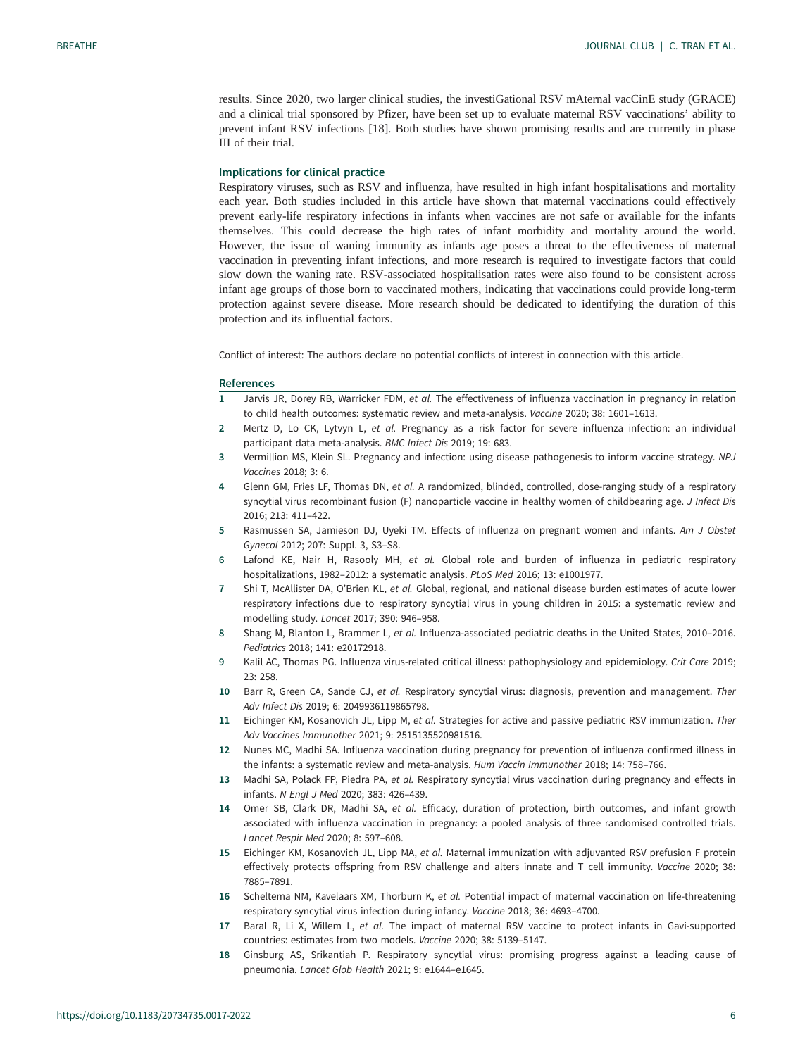results. Since 2020, two larger clinical studies, the investiGational RSV mAternal vacCinE study (GRACE) and a clinical trial sponsored by Pfizer, have been set up to evaluate maternal RSV vaccinations' ability to prevent infant RSV infections [18]. Both studies have shown promising results and are currently in phase III of their trial.

## Implications for clinical practice

Respiratory viruses, such as RSV and influenza, have resulted in high infant hospitalisations and mortality each year. Both studies included in this article have shown that maternal vaccinations could effectively prevent early-life respiratory infections in infants when vaccines are not safe or available for the infants themselves. This could decrease the high rates of infant morbidity and mortality around the world. However, the issue of waning immunity as infants age poses a threat to the effectiveness of maternal vaccination in preventing infant infections, and more research is required to investigate factors that could slow down the waning rate. RSV-associated hospitalisation rates were also found to be consistent across infant age groups of those born to vaccinated mothers, indicating that vaccinations could provide long-term protection against severe disease. More research should be dedicated to identifying the duration of this protection and its influential factors.

Conflict of interest: The authors declare no potential conflicts of interest in connection with this article.

## References

1. Jarvis JR, Dorey RB, Warricker FDM, *et al.* The effectiveness of influenza vaccination in pregnancy in relation to child health outcomes: systematic review and meta-analysis. *Vaccine* 2020; 38: 1601–1613.
2. Mertz D, Lo CK, Lytvyn L, *et al.* Pregnancy as a risk factor for severe influenza infection: an individual participant data meta-analysis. *BMC Infect Dis* 2019; 19: 683.
3. Vermillion MS, Klein SL. Pregnancy and infection: using disease pathogenesis to inform vaccine strategy. *NPJ Vaccines* 2018; 3: 6.
4. Glenn GM, Fries LF, Thomas DN, *et al.* A randomized, blinded, controlled, dose-ranging study of a respiratory syncytial virus recombinant fusion (F) nanoparticle vaccine in healthy women of childbearing age. *J Infect Dis* 2016; 213: 411–422.
5. Rasmussen SA, Jamieson DJ, Uyeki TM. Effects of influenza on pregnant women and infants. *Am J Obstet Gynecol* 2012; 207: Suppl. 3, S3–S8.
6. Lafond KE, Nair H, Rasooly MH, *et al.* Global role and burden of influenza in pediatric respiratory hospitalizations, 1982–2012: a systematic analysis. *PLoS Med* 2016; 13: e1001977.
7. Shi T, McAllister DA, O'Brien KL, *et al.* Global, regional, and national disease burden estimates of acute lower respiratory infections due to respiratory syncytial virus in young children in 2015: a systematic review and modelling study. *Lancet* 2017; 390: 946–958.
8. Shang M, Blanton L, Brammer L, *et al.* Influenza-associated pediatric deaths in the United States, 2010–2016. *Pediatrics* 2018; 141: e20172918.
9. Kalil AC, Thomas PG. Influenza virus-related critical illness: pathophysiology and epidemiology. *Crit Care* 2019; 23: 258.
10. Barr R, Green CA, Sande CJ, *et al.* Respiratory syncytial virus: diagnosis, prevention and management. *Ther Adv Infect Dis* 2019; 6: 2049936119865798.
11. Eichinger KM, Kosanovich JL, Lipp M, *et al.* Strategies for active and passive pediatric RSV immunization. *Ther Adv Vaccines Immunother* 2021; 9: 2515135520981516.
12. Nunes MC, Madhi SA. Influenza vaccination during pregnancy for prevention of influenza confirmed illness in the infants: a systematic review and meta-analysis. *Hum Vaccin Immunother* 2018; 14: 758–766.
13. Madhi SA, Polack FP, Piedra PA, *et al.* Respiratory syncytial virus vaccination during pregnancy and effects in infants. *N Engl J Med* 2020; 383: 426–439.
14. Omer SB, Clark DR, Madhi SA, *et al.* Efficacy, duration of protection, birth outcomes, and infant growth associated with influenza vaccination in pregnancy: a pooled analysis of three randomised controlled trials. *Lancet Respir Med* 2020; 8: 597–608.
15. Eichinger KM, Kosanovich JL, Lipp MA, *et al.* Maternal immunization with adjuvanted RSV prefusion F protein effectively protects offspring from RSV challenge and alters innate and T cell immunity. *Vaccine* 2020; 38: 7885–7891.
16. Scheltema NM, Kavelaars XM, Thorburn K, *et al.* Potential impact of maternal vaccination on life-threatening respiratory syncytial virus infection during infancy. *Vaccine* 2018; 36: 4693–4700.
17. Baral R, Li X, Willem L, *et al.* The impact of maternal RSV vaccine to protect infants in Gavi-supported countries: estimates from two models. *Vaccine* 2020; 38: 5139–5147.
18. Ginsburg AS, Srikantiah P. Respiratory syncytial virus: promising progress against a leading cause of pneumonia. *Lancet Glob Health* 2021; 9: e1644–e1645.